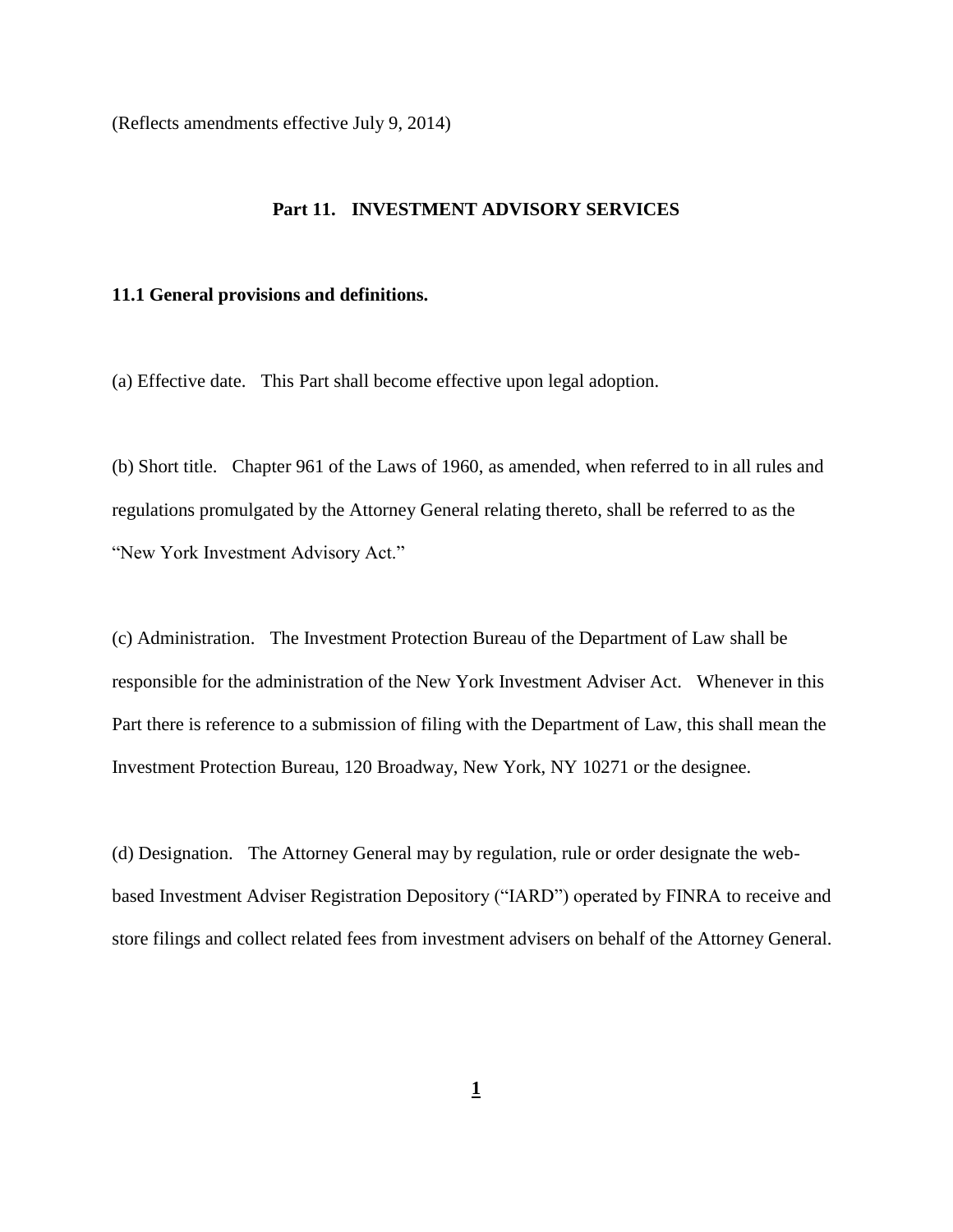(Reflects amendments effective July 9, 2014)

# Part 11. INVESTMENT ADVISORY SERVICES

## 11.1 General provisions and definitions.

(a) Effective date. This Part shall become effective upon legal adoption.

(b) Short title. Chapter 961 of the Laws of 1960, as amended, when referred to in all rules and regulations promulgated by the Attorney General relating thereto, shall be referred to as the "New York Investment Advisory Act."

(c) Administration. The Investment Protection Bureau of the Department of Law shall be responsible for the administration of the New York Investment Adviser Act. Whenever in this Part there is reference to a submission of filing with the Department of Law, this shall mean the Investment Protection Bureau, 120 Broadway, New York, NY 10271 or the designee.

(d) Designation. The Attorney General may by regulation, rule or order designate the web-based Investment Adviser Registration Depository ("IARD") operated by FINRA to receive and store filings and collect related fees from investment advisers on behalf of the Attorney General.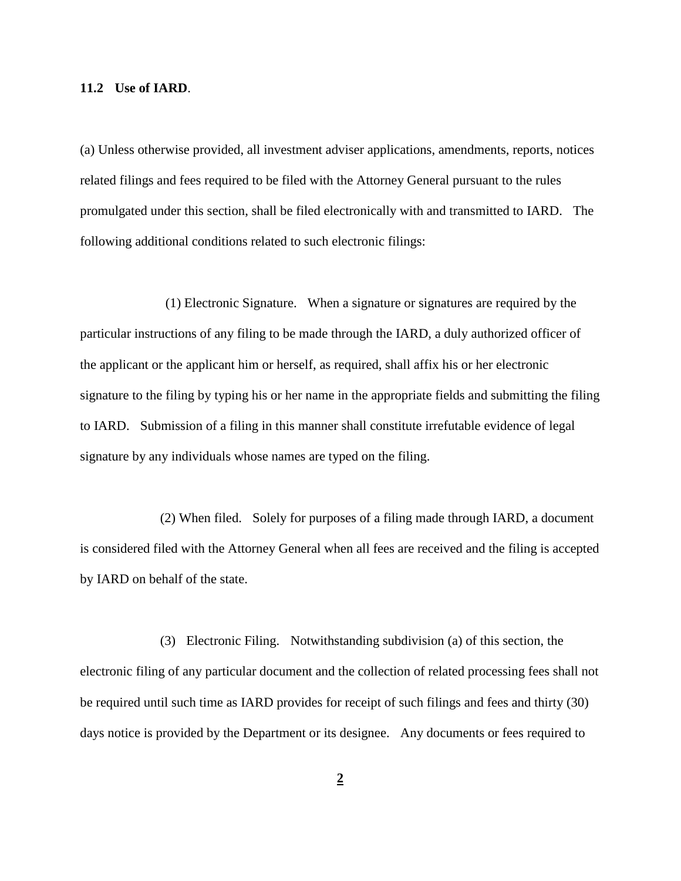**11.2 Use of IARD**.

(a) Unless otherwise provided, all investment adviser applications, amendments, reports, notices related filings and fees required to be filed with the Attorney General pursuant to the rules promulgated under this section, shall be filed electronically with and transmitted to IARD. The following additional conditions related to such electronic filings:

(1) Electronic Signature. When a signature or signatures are required by the particular instructions of any filing to be made through the IARD, a duly authorized officer of the applicant or the applicant him or herself, as required, shall affix his or her electronic signature to the filing by typing his or her name in the appropriate fields and submitting the filing to IARD. Submission of a filing in this manner shall constitute irrefutable evidence of legal signature by any individuals whose names are typed on the filing.

(2) When filed. Solely for purposes of a filing made through IARD, a document is considered filed with the Attorney General when all fees are received and the filing is accepted by IARD on behalf of the state.

(3) Electronic Filing. Notwithstanding subdivision (a) of this section, the electronic filing of any particular document and the collection of related processing fees shall not be required until such time as IARD provides for receipt of such filings and fees and thirty (30) days notice is provided by the Department or its designee. Any documents or fees required to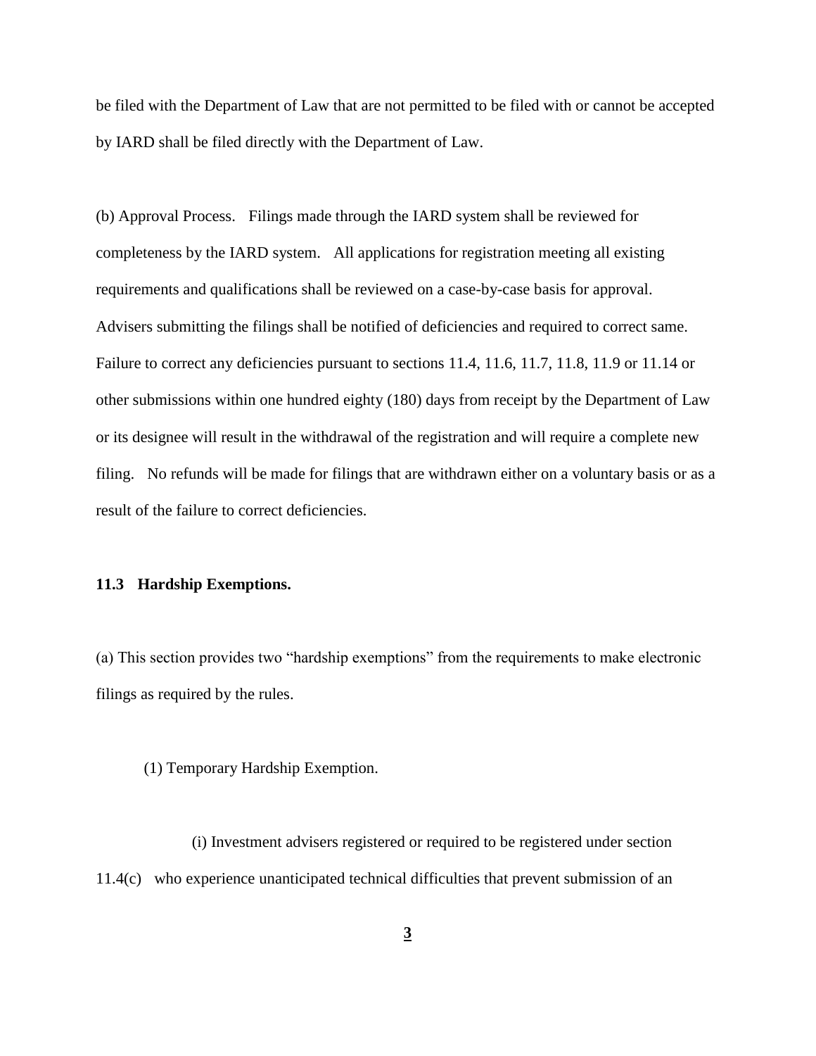be filed with the Department of Law that are not permitted to be filed with or cannot be accepted by IARD shall be filed directly with the Department of Law.

(b) Approval Process. Filings made through the IARD system shall be reviewed for completeness by the IARD system. All applications for registration meeting all existing requirements and qualifications shall be reviewed on a case-by-case basis for approval. Advisers submitting the filings shall be notified of deficiencies and required to correct same. Failure to correct any deficiencies pursuant to sections 11.4, 11.6, 11.7, 11.8, 11.9 or 11.14 or other submissions within one hundred eighty (180) days from receipt by the Department of Law or its designee will result in the withdrawal of the registration and will require a complete new filing. No refunds will be made for filings that are withdrawn either on a voluntary basis or as a result of the failure to correct deficiencies.

**11.3 Hardship Exemptions.**

(a) This section provides two "hardship exemptions" from the requirements to make electronic filings as required by the rules.

(1) Temporary Hardship Exemption.

(i) Investment advisers registered or required to be registered under section 11.4(c) who experience unanticipated technical difficulties that prevent submission of an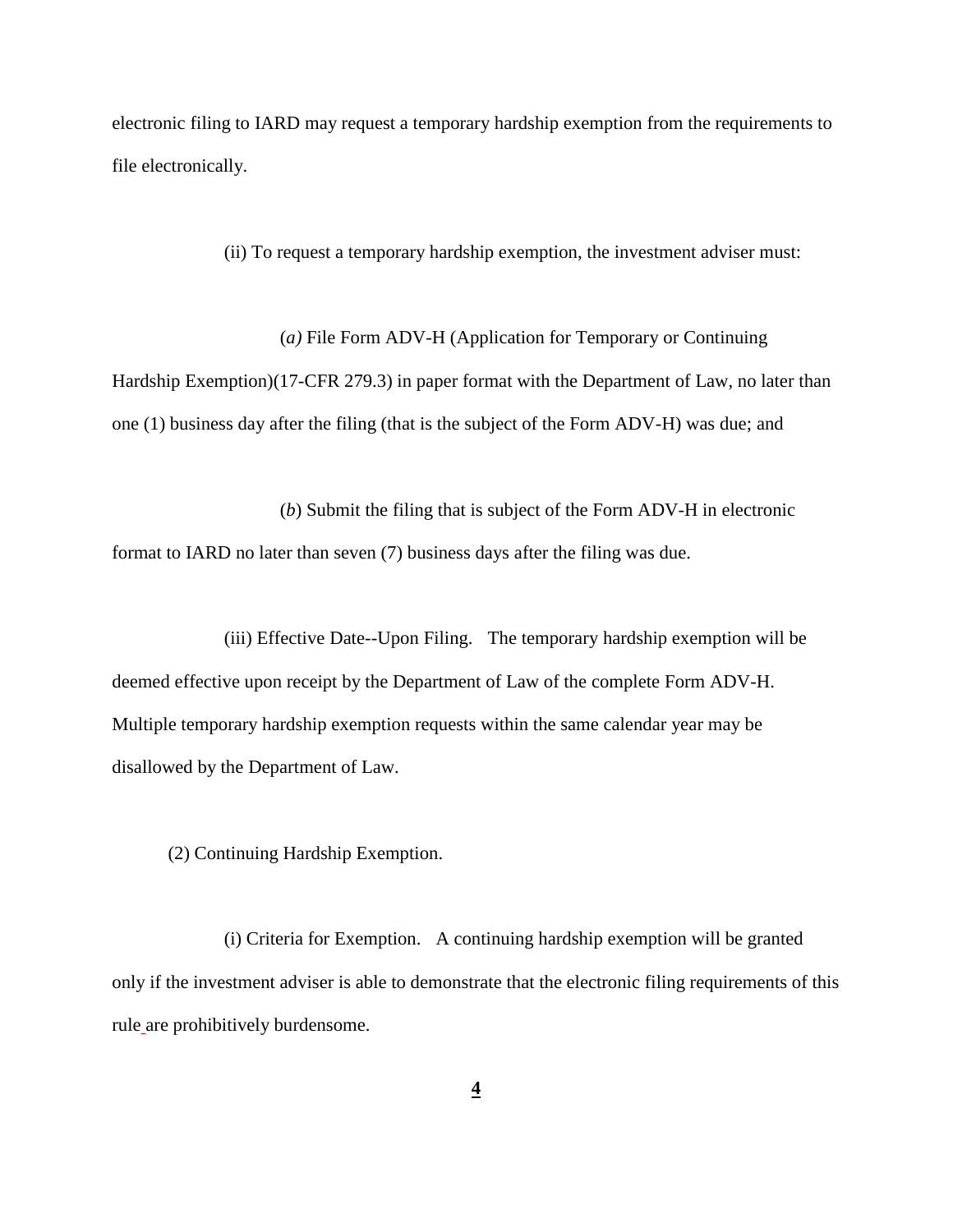electronic filing to IARD may request a temporary hardship exemption from the requirements to file electronically.

(ii) To request a temporary hardship exemption, the investment adviser must:

(*a)* File Form ADV-H (Application for Temporary or Continuing Hardship Exemption)(17-CFR 279.3) in paper format with the Department of Law, no later than one (1) business day after the filing (that is the subject of the Form ADV-H) was due; and

(*b*) Submit the filing that is subject of the Form ADV-H in electronic format to IARD no later than seven (7) business days after the filing was due.

(iii) Effective Date--Upon Filing. The temporary hardship exemption will be deemed effective upon receipt by the Department of Law of the complete Form ADV-H. Multiple temporary hardship exemption requests within the same calendar year may be disallowed by the Department of Law.

(2) Continuing Hardship Exemption.

(i) Criteria for Exemption. A continuing hardship exemption will be granted only if the investment adviser is able to demonstrate that the electronic filing requirements of this rule are prohibitively burdensome.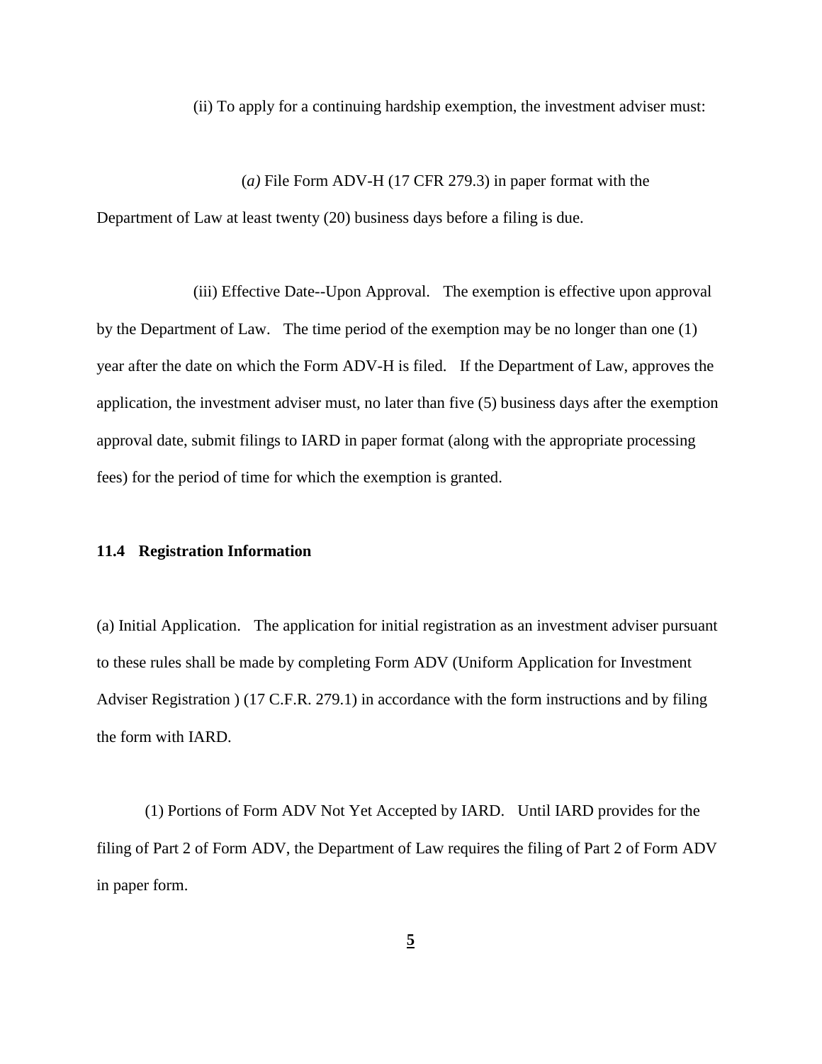(ii) To apply for a continuing hardship exemption, the investment adviser must:

(*a)* File Form ADV-H (17 CFR 279.3) in paper format with the Department of Law at least twenty (20) business days before a filing is due.

(iii) Effective Date--Upon Approval. The exemption is effective upon approval by the Department of Law. The time period of the exemption may be no longer than one (1) year after the date on which the Form ADV-H is filed. If the Department of Law, approves the application, the investment adviser must, no later than five (5) business days after the exemption approval date, submit filings to IARD in paper format (along with the appropriate processing fees) for the period of time for which the exemption is granted.

**11.4 Registration Information**

(a) Initial Application. The application for initial registration as an investment adviser pursuant to these rules shall be made by completing Form ADV (Uniform Application for Investment Adviser Registration ) (17 C.F.R. 279.1) in accordance with the form instructions and by filing the form with IARD.

(1) Portions of Form ADV Not Yet Accepted by IARD. Until IARD provides for the filing of Part 2 of Form ADV, the Department of Law requires the filing of Part 2 of Form ADV in paper form.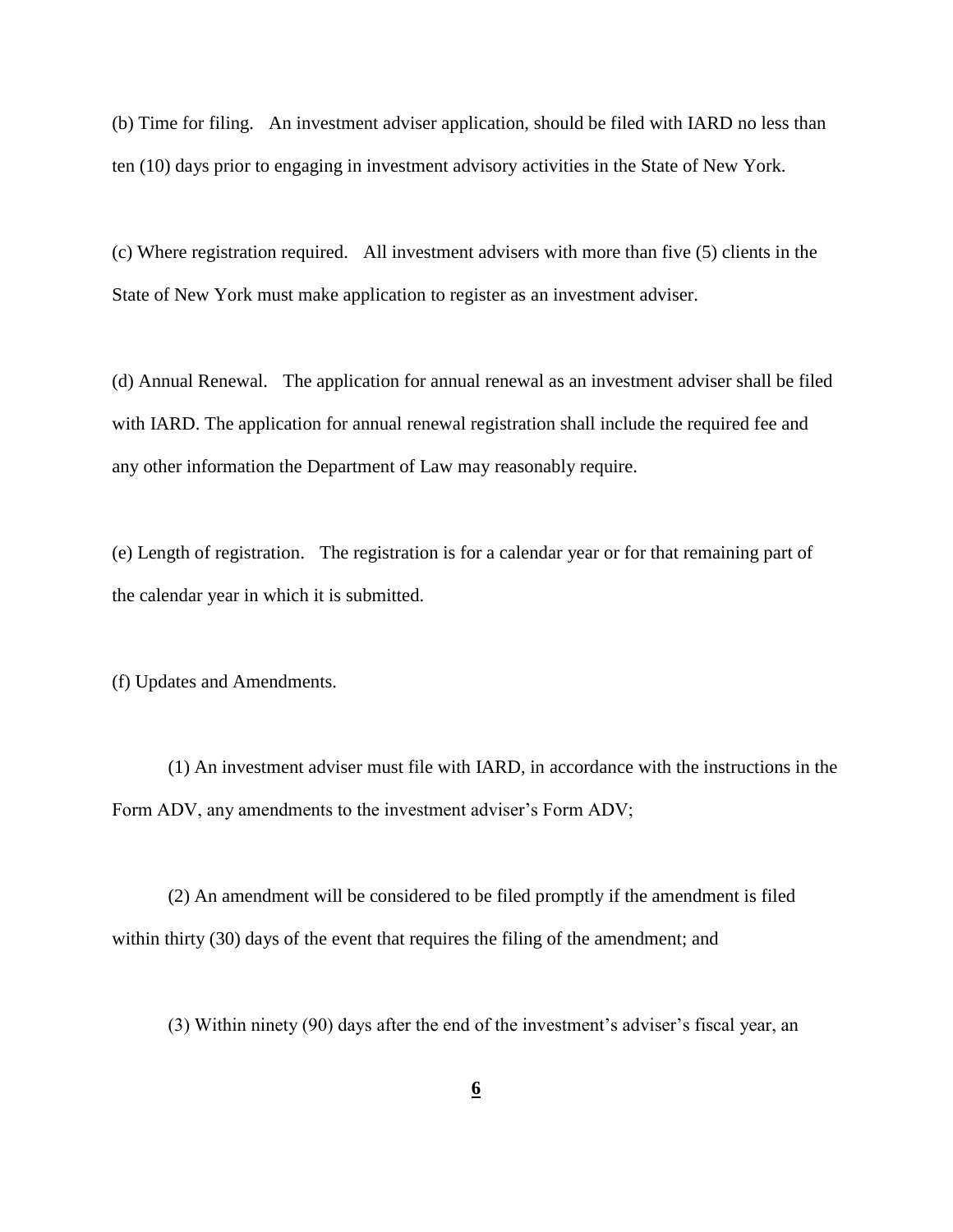(b) Time for filing. An investment adviser application, should be filed with IARD no less than ten (10) days prior to engaging in investment advisory activities in the State of New York.

(c) Where registration required. All investment advisers with more than five (5) clients in the State of New York must make application to register as an investment adviser.

(d) Annual Renewal. The application for annual renewal as an investment adviser shall be filed with IARD. The application for annual renewal registration shall include the required fee and any other information the Department of Law may reasonably require.

(e) Length of registration. The registration is for a calendar year or for that remaining part of the calendar year in which it is submitted.

(f) Updates and Amendments.

(1) An investment adviser must file with IARD, in accordance with the instructions in the Form ADV, any amendments to the investment adviser's Form ADV;

(2) An amendment will be considered to be filed promptly if the amendment is filed within thirty (30) days of the event that requires the filing of the amendment; and

(3) Within ninety (90) days after the end of the investment's adviser's fiscal year, an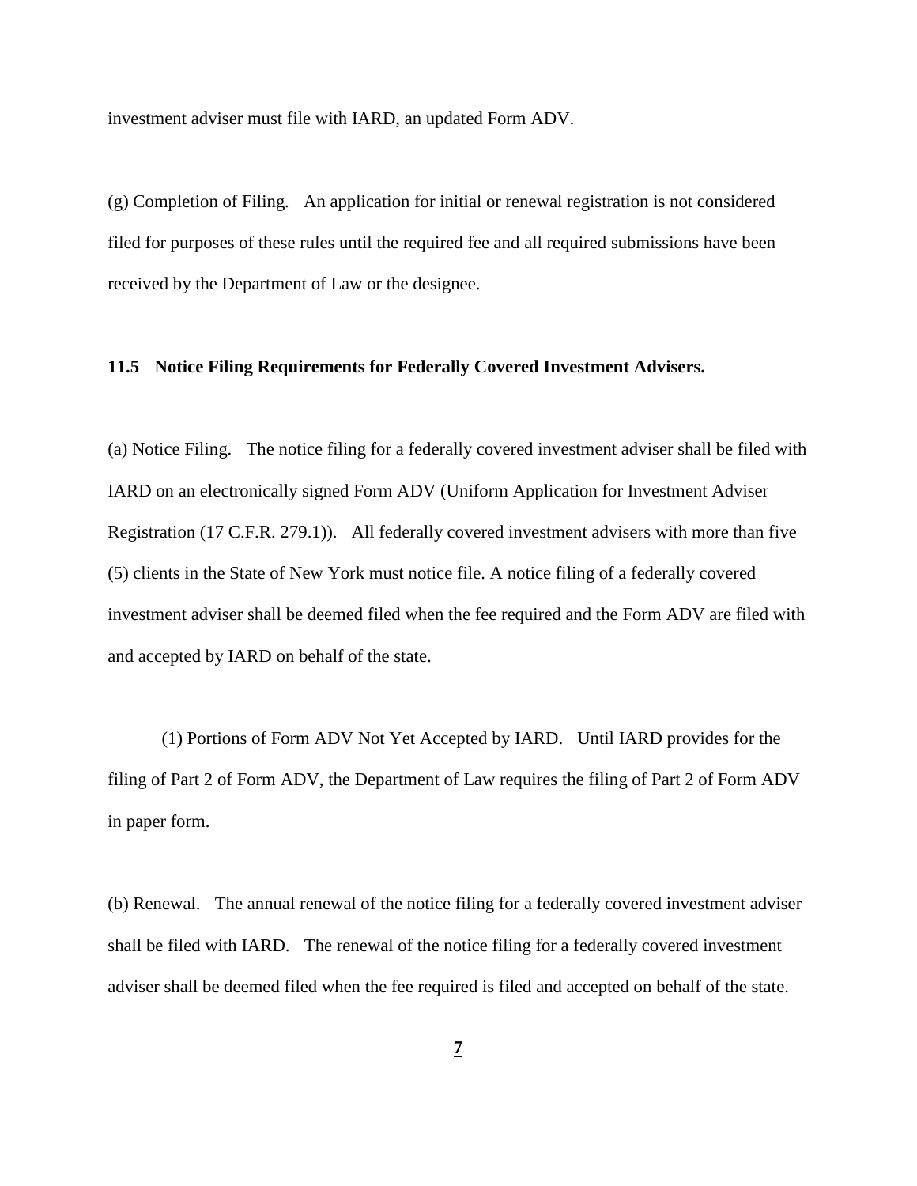investment adviser must file with IARD, an updated Form ADV.

(g) Completion of Filing. An application for initial or renewal registration is not considered filed for purposes of these rules until the required fee and all required submissions have been received by the Department of Law or the designee.

**11.5 Notice Filing Requirements for Federally Covered Investment Advisers.**

(a) Notice Filing. The notice filing for a federally covered investment adviser shall be filed with IARD on an electronically signed Form ADV (Uniform Application for Investment Adviser Registration (17 C.F.R. 279.1)). All federally covered investment advisers with more than five (5) clients in the State of New York must notice file. A notice filing of a federally covered investment adviser shall be deemed filed when the fee required and the Form ADV are filed with and accepted by IARD on behalf of the state.

(1) Portions of Form ADV Not Yet Accepted by IARD. Until IARD provides for the filing of Part 2 of Form ADV, the Department of Law requires the filing of Part 2 of Form ADV in paper form.

(b) Renewal. The annual renewal of the notice filing for a federally covered investment adviser shall be filed with IARD. The renewal of the notice filing for a federally covered investment adviser shall be deemed filed when the fee required is filed and accepted on behalf of the state.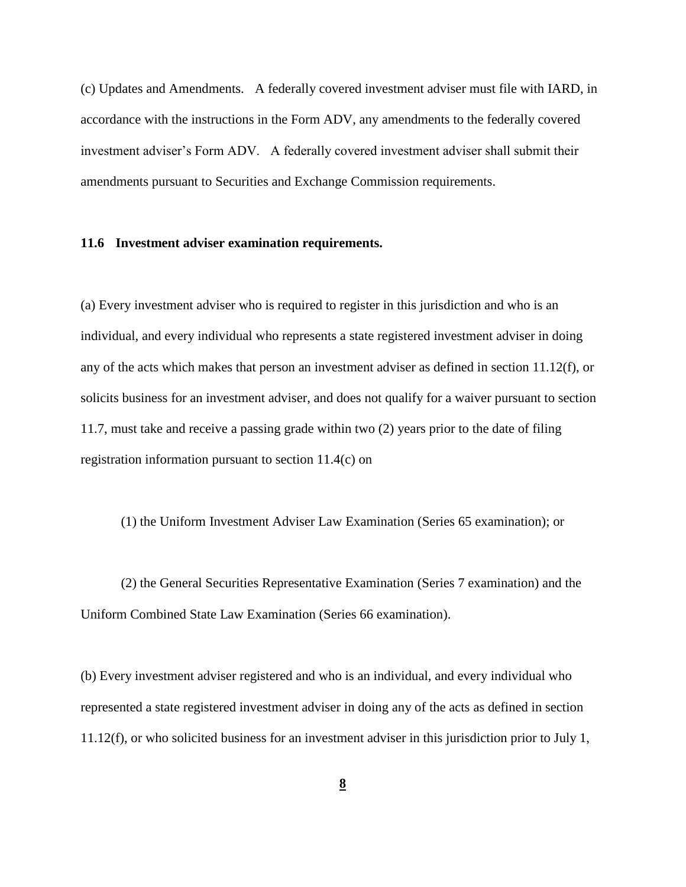(c) Updates and Amendments. A federally covered investment adviser must file with IARD, in accordance with the instructions in the Form ADV, any amendments to the federally covered investment adviser's Form ADV. A federally covered investment adviser shall submit their amendments pursuant to Securities and Exchange Commission requirements.

**11.6 Investment adviser examination requirements.**

(a) Every investment adviser who is required to register in this jurisdiction and who is an individual, and every individual who represents a state registered investment adviser in doing any of the acts which makes that person an investment adviser as defined in section 11.12(f), or solicits business for an investment adviser, and does not qualify for a waiver pursuant to section 11.7, must take and receive a passing grade within two (2) years prior to the date of filing registration information pursuant to section 11.4(c) on

(1) the Uniform Investment Adviser Law Examination (Series 65 examination); or

(2) the General Securities Representative Examination (Series 7 examination) and the Uniform Combined State Law Examination (Series 66 examination).

(b) Every investment adviser registered and who is an individual, and every individual who represented a state registered investment adviser in doing any of the acts as defined in section 11.12(f), or who solicited business for an investment adviser in this jurisdiction prior to July 1,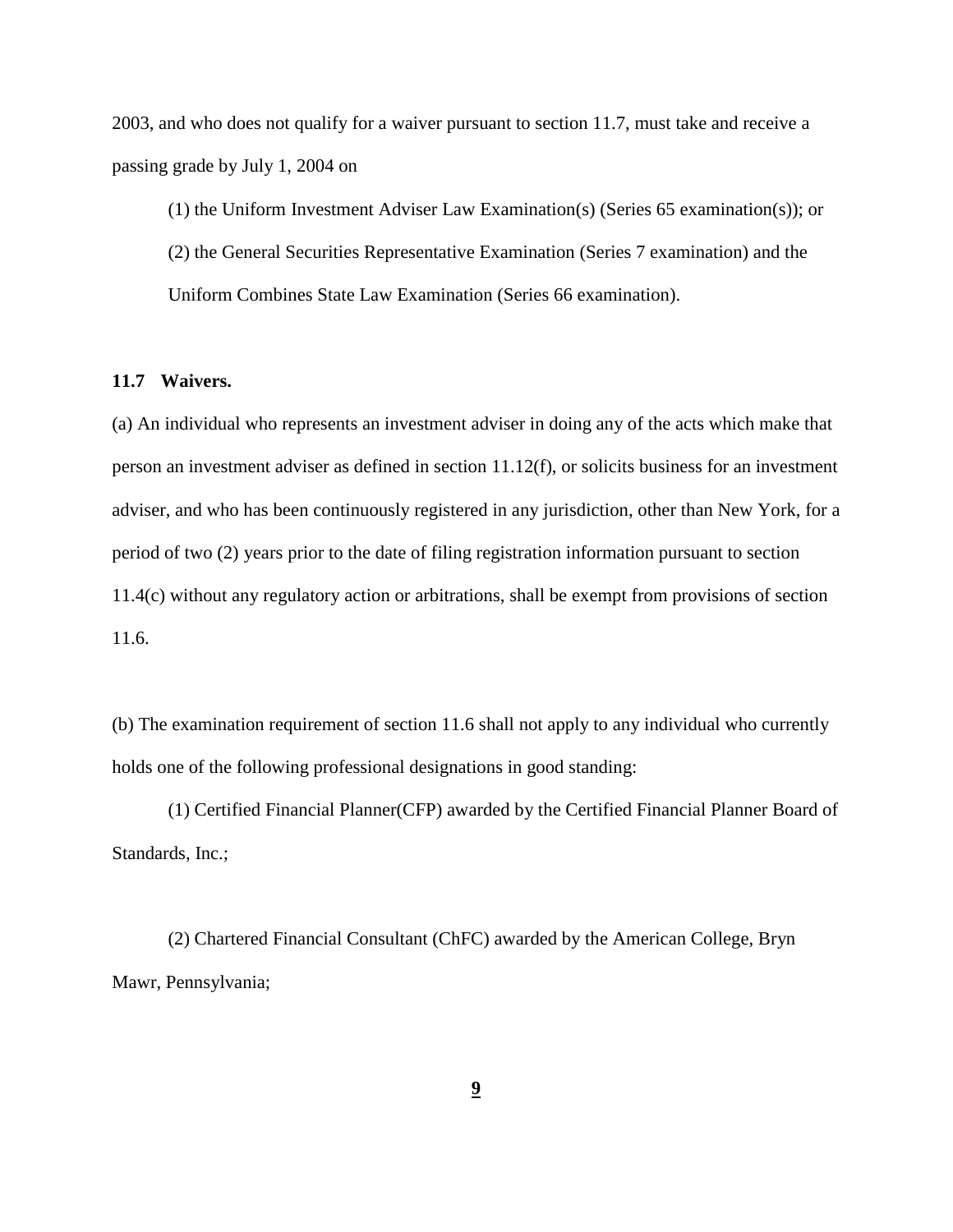2003, and who does not qualify for a waiver pursuant to section 11.7, must take and receive a passing grade by July 1, 2004 on

(1) the Uniform Investment Adviser Law Examination(s) (Series 65 examination(s)); or

(2) the General Securities Representative Examination (Series 7 examination) and the Uniform Combines State Law Examination (Series 66 examination).

**11.7 Waivers.**

(a) An individual who represents an investment adviser in doing any of the acts which make that person an investment adviser as defined in section 11.12(f), or solicits business for an investment adviser, and who has been continuously registered in any jurisdiction, other than New York, for a period of two (2) years prior to the date of filing registration information pursuant to section 11.4(c) without any regulatory action or arbitrations, shall be exempt from provisions of section 11.6.

(b) The examination requirement of section 11.6 shall not apply to any individual who currently holds one of the following professional designations in good standing:

(1) Certified Financial Planner(CFP) awarded by the Certified Financial Planner Board of Standards, Inc.;

(2) Chartered Financial Consultant (ChFC) awarded by the American College, Bryn Mawr, Pennsylvania;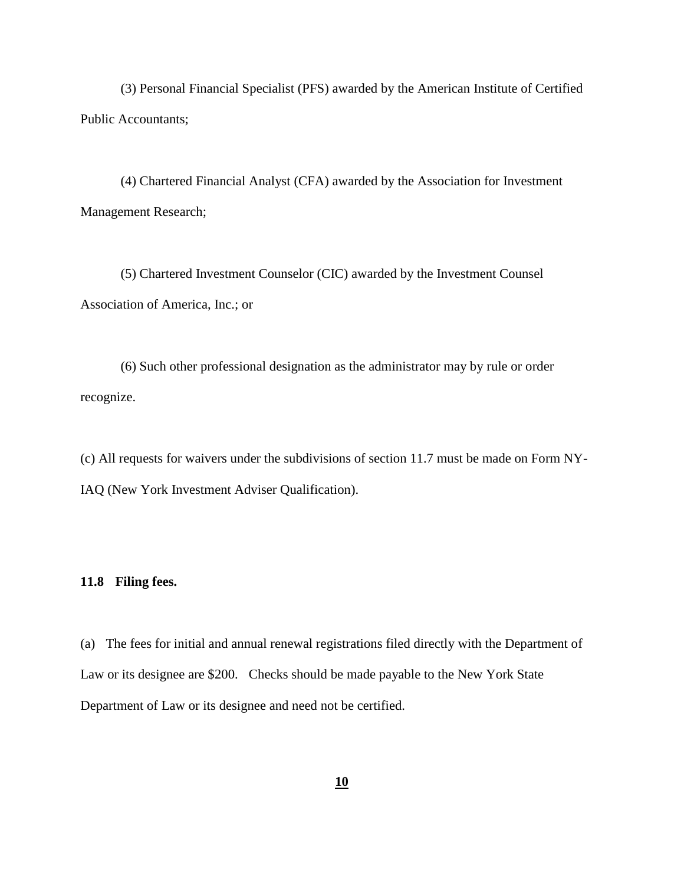(3) Personal Financial Specialist (PFS) awarded by the American Institute of Certified Public Accountants;

(4) Chartered Financial Analyst (CFA) awarded by the Association for Investment Management Research;

(5) Chartered Investment Counselor (CIC) awarded by the Investment Counsel Association of America, Inc.; or

(6) Such other professional designation as the administrator may by rule or order recognize.

(c) All requests for waivers under the subdivisions of section 11.7 must be made on Form NY-IAQ (New York Investment Adviser Qualification).

**11.8 Filing fees.**

(a) The fees for initial and annual renewal registrations filed directly with the Department of Law or its designee are $200. Checks should be made payable to the New York State Department of Law or its designee and need not be certified.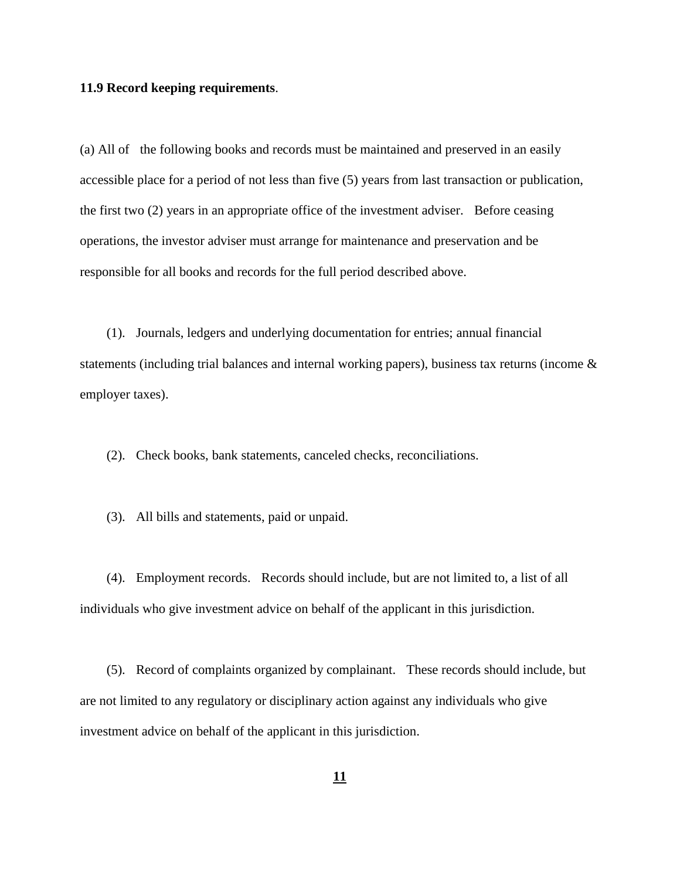**11.9 Record keeping requirements**.

(a) All of the following books and records must be maintained and preserved in an easily accessible place for a period of not less than five (5) years from last transaction or publication, the first two (2) years in an appropriate office of the investment adviser. Before ceasing operations, the investor adviser must arrange for maintenance and preservation and be responsible for all books and records for the full period described above.

(1). Journals, ledgers and underlying documentation for entries; annual financial statements (including trial balances and internal working papers), business tax returns (income & employer taxes).

(2). Check books, bank statements, canceled checks, reconciliations.

(3). All bills and statements, paid or unpaid.

(4). Employment records. Records should include, but are not limited to, a list of all individuals who give investment advice on behalf of the applicant in this jurisdiction.

(5). Record of complaints organized by complainant. These records should include, but are not limited to any regulatory or disciplinary action against any individuals who give investment advice on behalf of the applicant in this jurisdiction.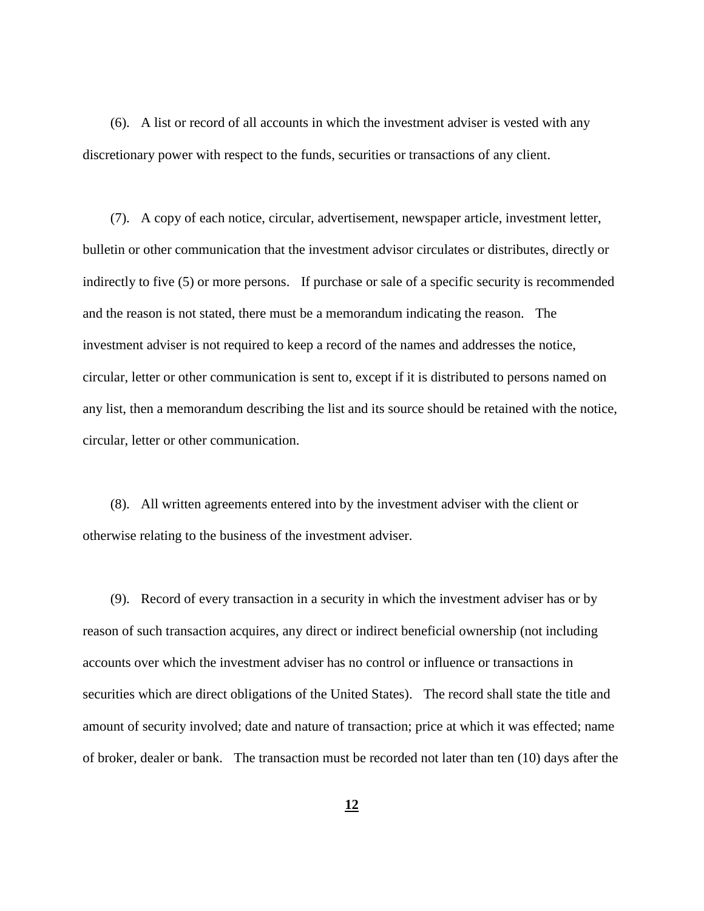(6). A list or record of all accounts in which the investment adviser is vested with any discretionary power with respect to the funds, securities or transactions of any client.

(7). A copy of each notice, circular, advertisement, newspaper article, investment letter, bulletin or other communication that the investment advisor circulates or distributes, directly or indirectly to five (5) or more persons. If purchase or sale of a specific security is recommended and the reason is not stated, there must be a memorandum indicating the reason. The investment adviser is not required to keep a record of the names and addresses the notice, circular, letter or other communication is sent to, except if it is distributed to persons named on any list, then a memorandum describing the list and its source should be retained with the notice, circular, letter or other communication.

(8). All written agreements entered into by the investment adviser with the client or otherwise relating to the business of the investment adviser.

(9). Record of every transaction in a security in which the investment adviser has or by reason of such transaction acquires, any direct or indirect beneficial ownership (not including accounts over which the investment adviser has no control or influence or transactions in securities which are direct obligations of the United States). The record shall state the title and amount of security involved; date and nature of transaction; price at which it was effected; name of broker, dealer or bank. The transaction must be recorded not later than ten (10) days after the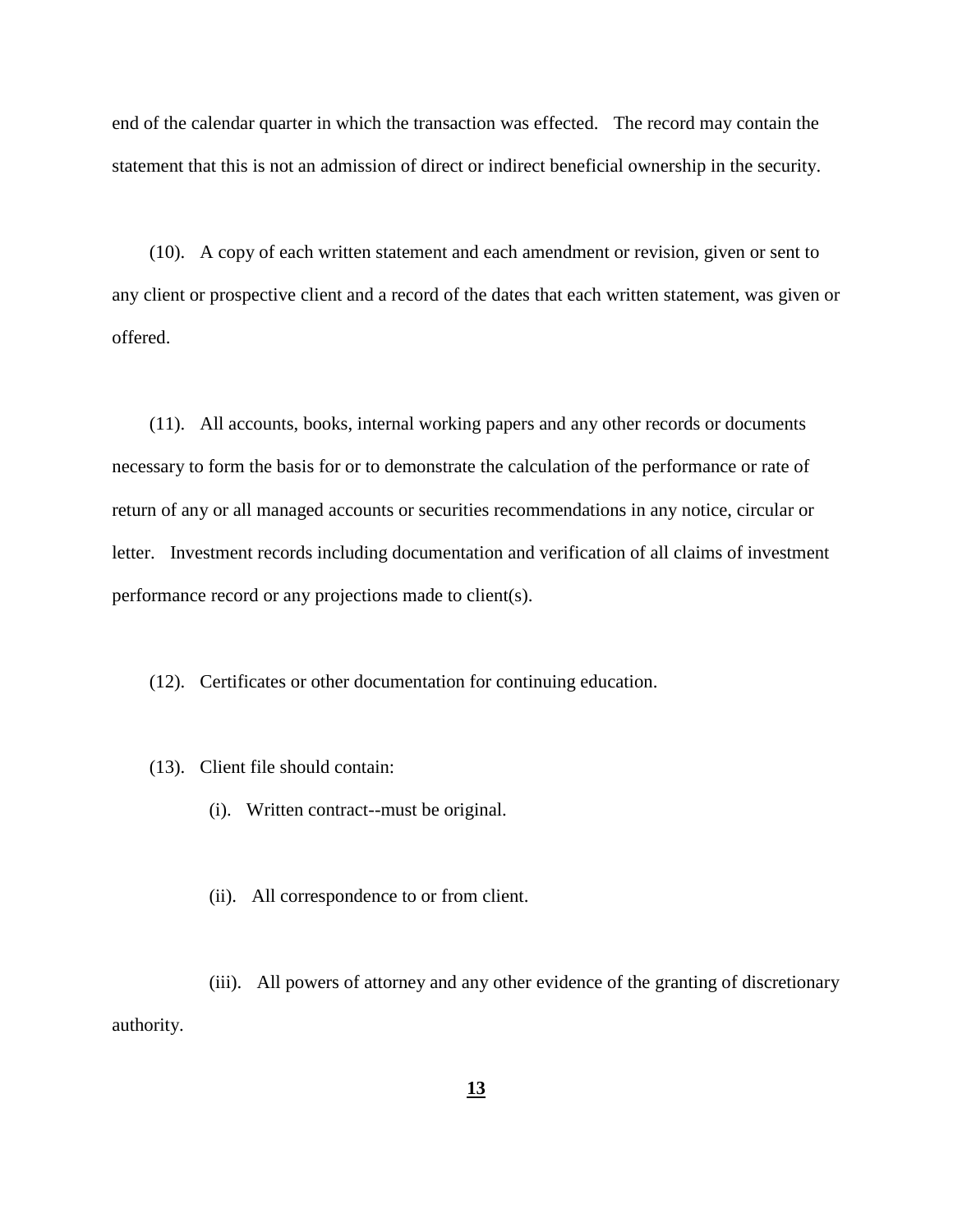end of the calendar quarter in which the transaction was effected. The record may contain the statement that this is not an admission of direct or indirect beneficial ownership in the security.

(10). A copy of each written statement and each amendment or revision, given or sent to any client or prospective client and a record of the dates that each written statement, was given or offered.

(11). All accounts, books, internal working papers and any other records or documents necessary to form the basis for or to demonstrate the calculation of the performance or rate of return of any or all managed accounts or securities recommendations in any notice, circular or letter. Investment records including documentation and verification of all claims of investment performance record or any projections made to client(s).

(12). Certificates or other documentation for continuing education.

(13). Client file should contain:

(i). Written contract--must be original.

(ii). All correspondence to or from client.

(iii). All powers of attorney and any other evidence of the granting of discretionary authority.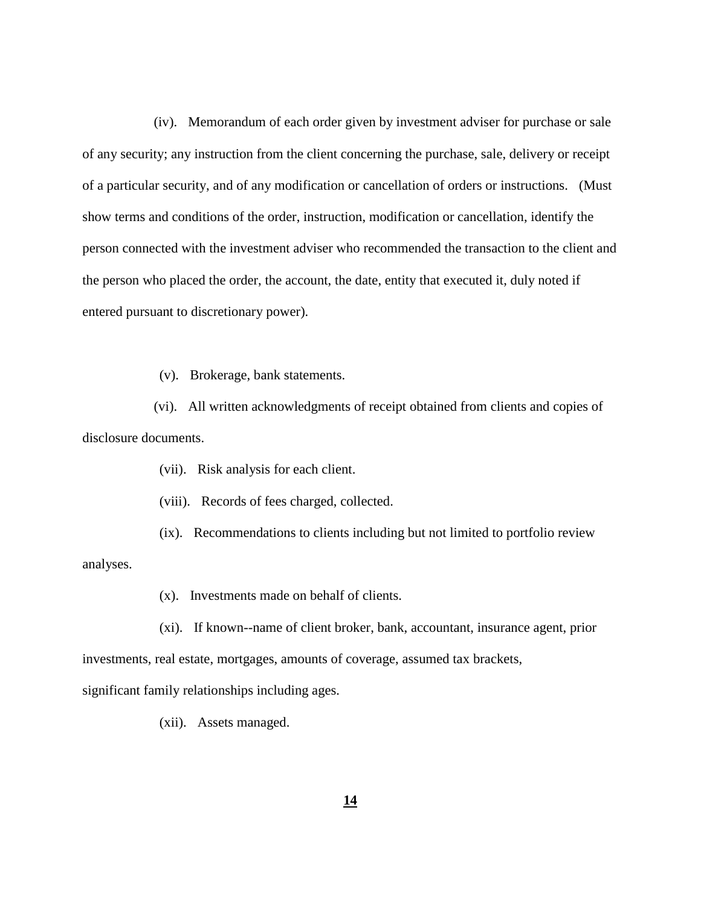(iv). Memorandum of each order given by investment adviser for purchase or sale of any security; any instruction from the client concerning the purchase, sale, delivery or receipt of a particular security, and of any modification or cancellation of orders or instructions. (Must show terms and conditions of the order, instruction, modification or cancellation, identify the person connected with the investment adviser who recommended the transaction to the client and the person who placed the order, the account, the date, entity that executed it, duly noted if entered pursuant to discretionary power).

(v). Brokerage, bank statements.

(vi). All written acknowledgments of receipt obtained from clients and copies of disclosure documents.

(vii). Risk analysis for each client.

(viii). Records of fees charged, collected.

(ix). Recommendations to clients including but not limited to portfolio review analyses.

(x). Investments made on behalf of clients.

(xi). If known--name of client broker, bank, accountant, insurance agent, prior investments, real estate, mortgages, amounts of coverage, assumed tax brackets, significant family relationships including ages.

(xii). Assets managed.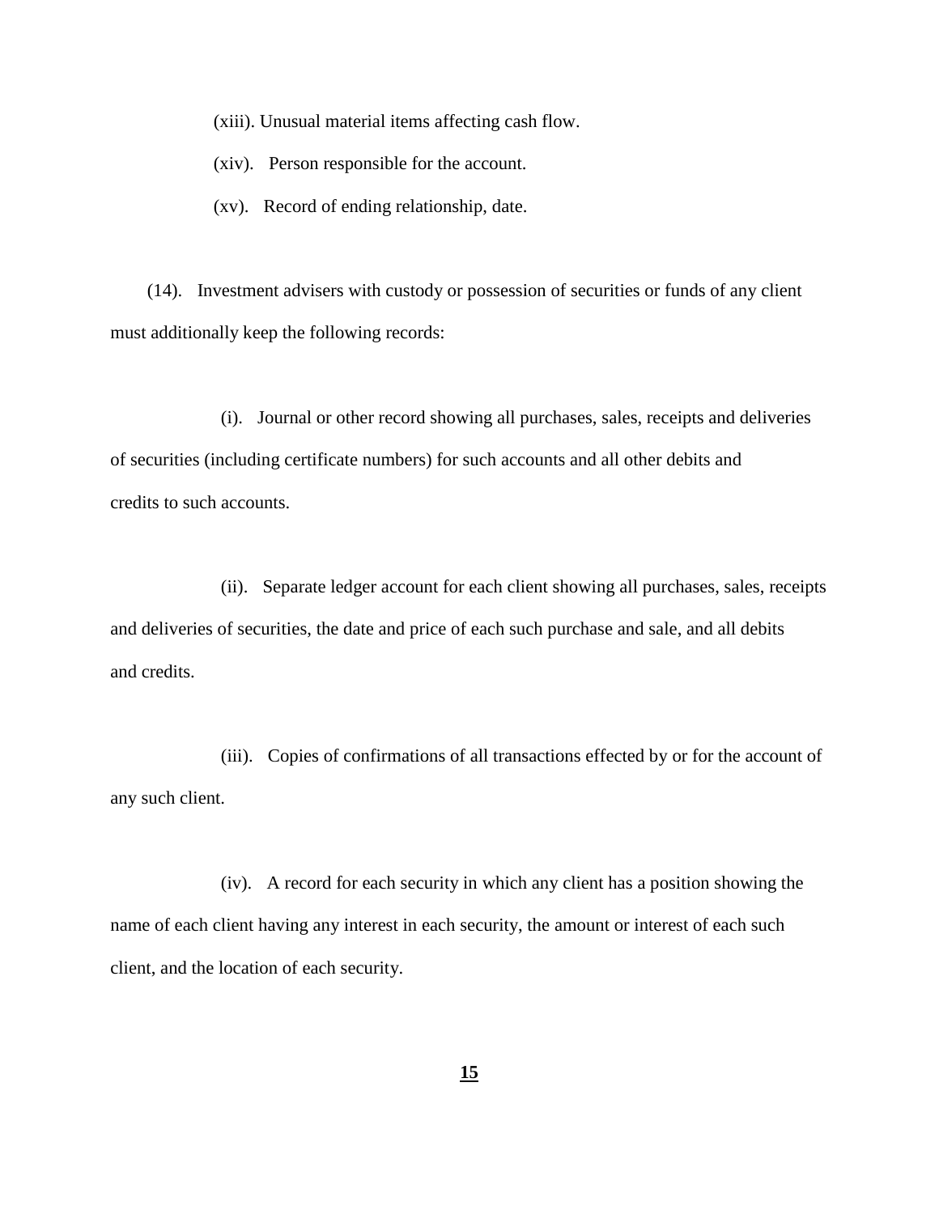(xiii). Unusual material items affecting cash flow.

(xiv). Person responsible for the account.

(xv). Record of ending relationship, date.

(14). Investment advisers with custody or possession of securities or funds of any client must additionally keep the following records:

(i). Journal or other record showing all purchases, sales, receipts and deliveries of securities (including certificate numbers) for such accounts and all other debits and credits to such accounts.

(ii). Separate ledger account for each client showing all purchases, sales, receipts and deliveries of securities, the date and price of each such purchase and sale, and all debits and credits.

(iii). Copies of confirmations of all transactions effected by or for the account of any such client.

(iv). A record for each security in which any client has a position showing the name of each client having any interest in each security, the amount or interest of each such client, and the location of each security.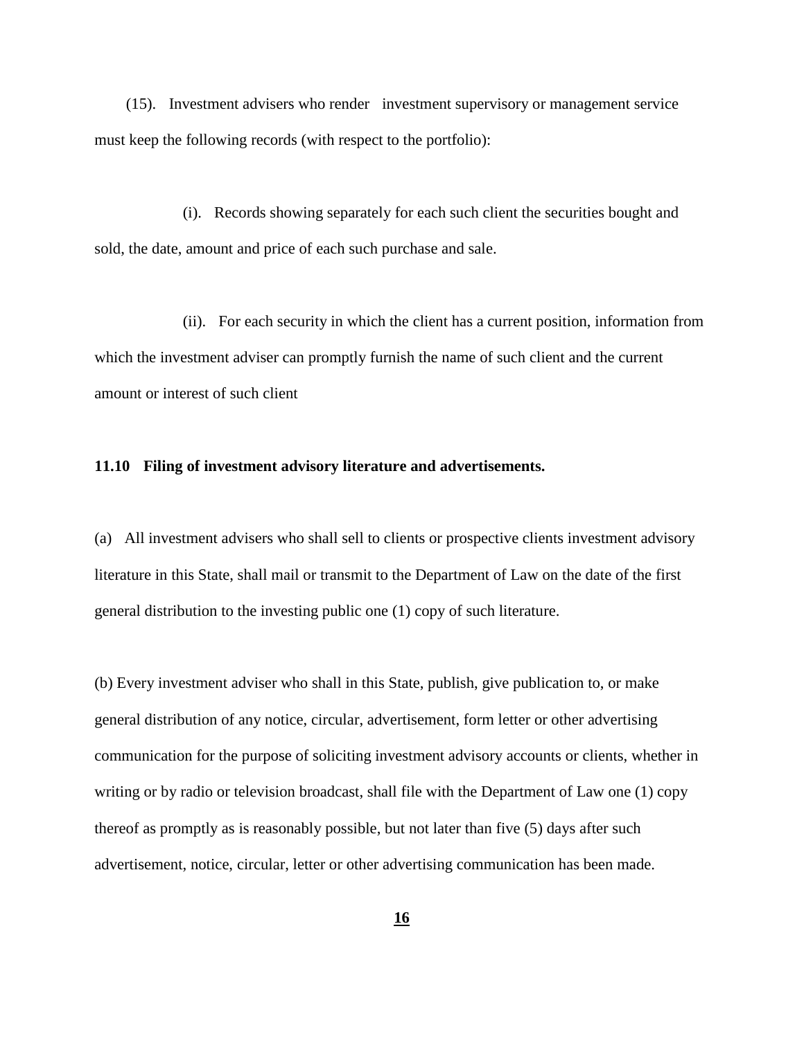(15). Investment advisers who render investment supervisory or management service must keep the following records (with respect to the portfolio):

(i). Records showing separately for each such client the securities bought and sold, the date, amount and price of each such purchase and sale.

(ii). For each security in which the client has a current position, information from which the investment adviser can promptly furnish the name of such client and the current amount or interest of such client

**11.10 Filing of investment advisory literature and advertisements.**

(a) All investment advisers who shall sell to clients or prospective clients investment advisory literature in this State, shall mail or transmit to the Department of Law on the date of the first general distribution to the investing public one (1) copy of such literature.

(b) Every investment adviser who shall in this State, publish, give publication to, or make general distribution of any notice, circular, advertisement, form letter or other advertising communication for the purpose of soliciting investment advisory accounts or clients, whether in writing or by radio or television broadcast, shall file with the Department of Law one (1) copy thereof as promptly as is reasonably possible, but not later than five (5) days after such advertisement, notice, circular, letter or other advertising communication has been made.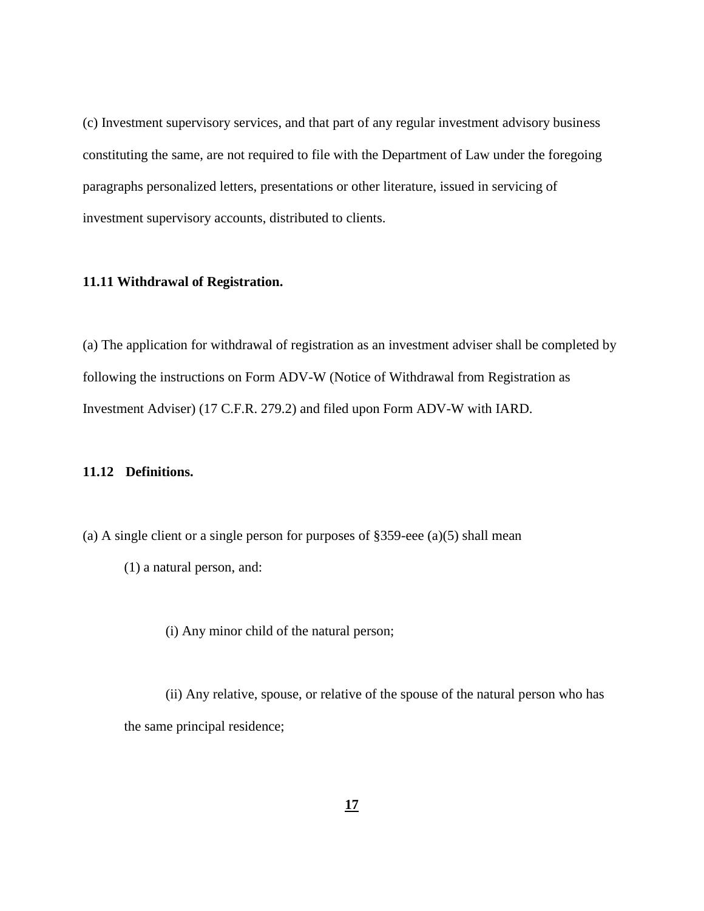(c) Investment supervisory services, and that part of any regular investment advisory business constituting the same, are not required to file with the Department of Law under the foregoing paragraphs personalized letters, presentations or other literature, issued in servicing of investment supervisory accounts, distributed to clients.

**11.11 Withdrawal of Registration.**

(a) The application for withdrawal of registration as an investment adviser shall be completed by following the instructions on Form ADV-W (Notice of Withdrawal from Registration as Investment Adviser) (17 C.F.R. 279.2) and filed upon Form ADV-W with IARD.

**11.12 Definitions.**

(a) A single client or a single person for purposes of §359-eee (a)(5) shall mean

(1) a natural person, and:

(i) Any minor child of the natural person;

(ii) Any relative, spouse, or relative of the spouse of the natural person who has the same principal residence;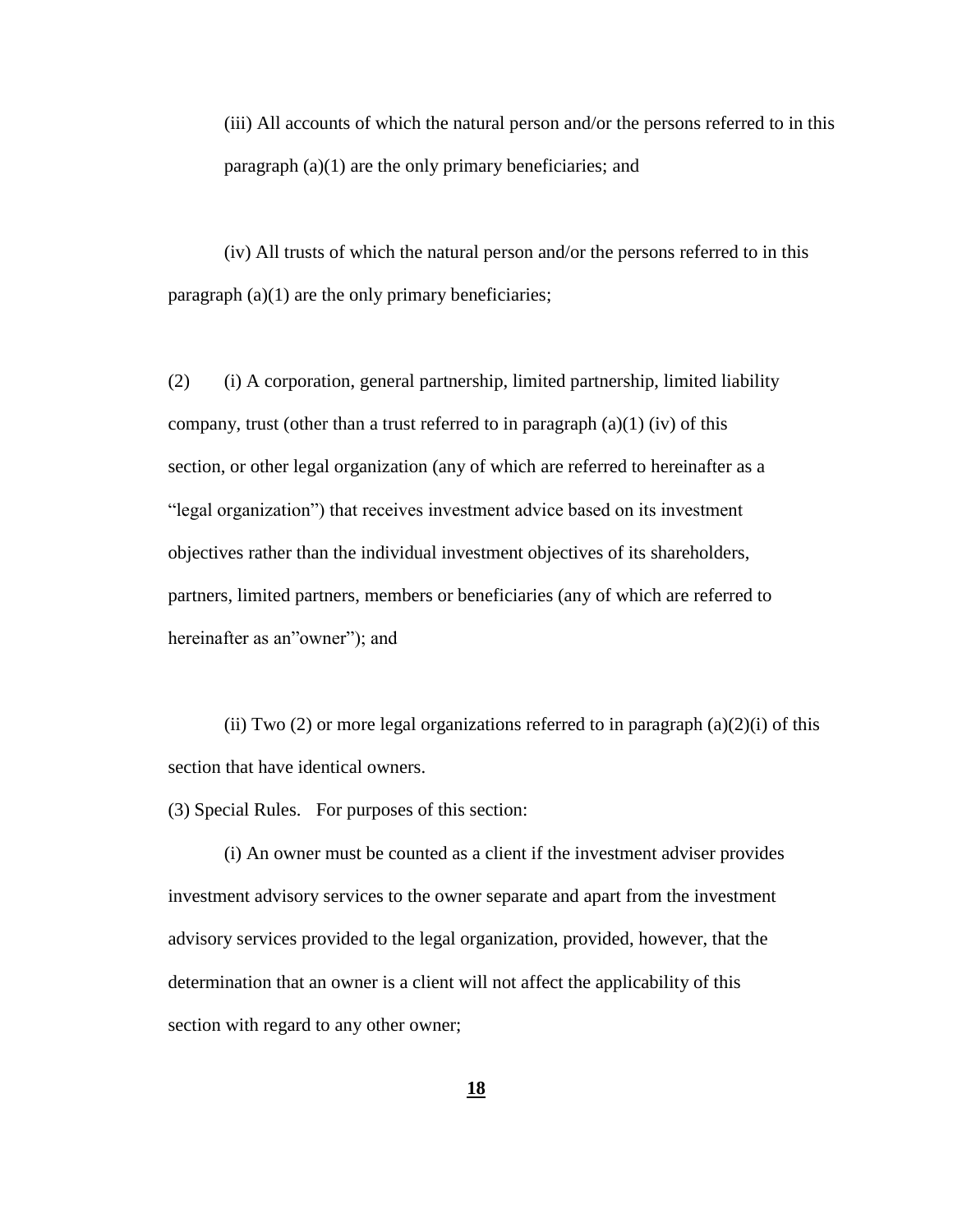(iii) All accounts of which the natural person and/or the persons referred to in this paragraph (a)(1) are the only primary beneficiaries; and

(iv) All trusts of which the natural person and/or the persons referred to in this paragraph (a)(1) are the only primary beneficiaries;

(2) (i) A corporation, general partnership, limited partnership, limited liability company, trust (other than a trust referred to in paragraph (a)(1) (iv) of this section, or other legal organization (any of which are referred to hereinafter as a "legal organization") that receives investment advice based on its investment objectives rather than the individual investment objectives of its shareholders, partners, limited partners, members or beneficiaries (any of which are referred to hereinafter as an"owner"); and

(ii) Two (2) or more legal organizations referred to in paragraph (a)(2)(i) of this section that have identical owners.

(3) Special Rules. For purposes of this section:

(i) An owner must be counted as a client if the investment adviser provides investment advisory services to the owner separate and apart from the investment advisory services provided to the legal organization, provided, however, that the determination that an owner is a client will not affect the applicability of this section with regard to any other owner;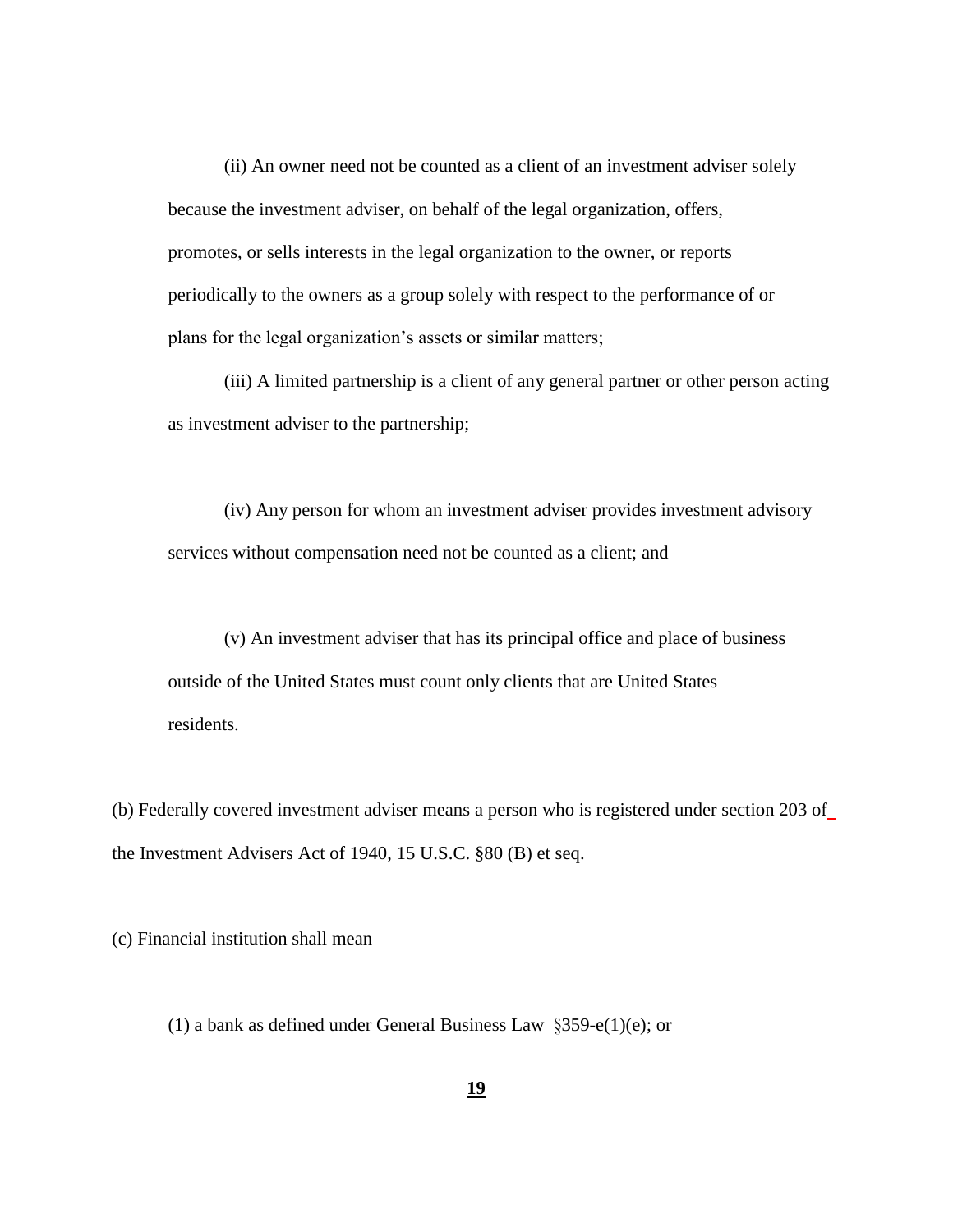(ii) An owner need not be counted as a client of an investment adviser solely because the investment adviser, on behalf of the legal organization, offers, promotes, or sells interests in the legal organization to the owner, or reports periodically to the owners as a group solely with respect to the performance of or plans for the legal organization's assets or similar matters;

(iii) A limited partnership is a client of any general partner or other person acting as investment adviser to the partnership;

(iv) Any person for whom an investment adviser provides investment advisory services without compensation need not be counted as a client; and

(v) An investment adviser that has its principal office and place of business outside of the United States must count only clients that are United States residents.

(b) Federally covered investment adviser means a person who is registered under section 203 of the Investment Advisers Act of 1940, 15 U.S.C. §80 (B) et seq.

(c) Financial institution shall mean

(1) a bank as defined under General Business Law §359-e(1)(e); or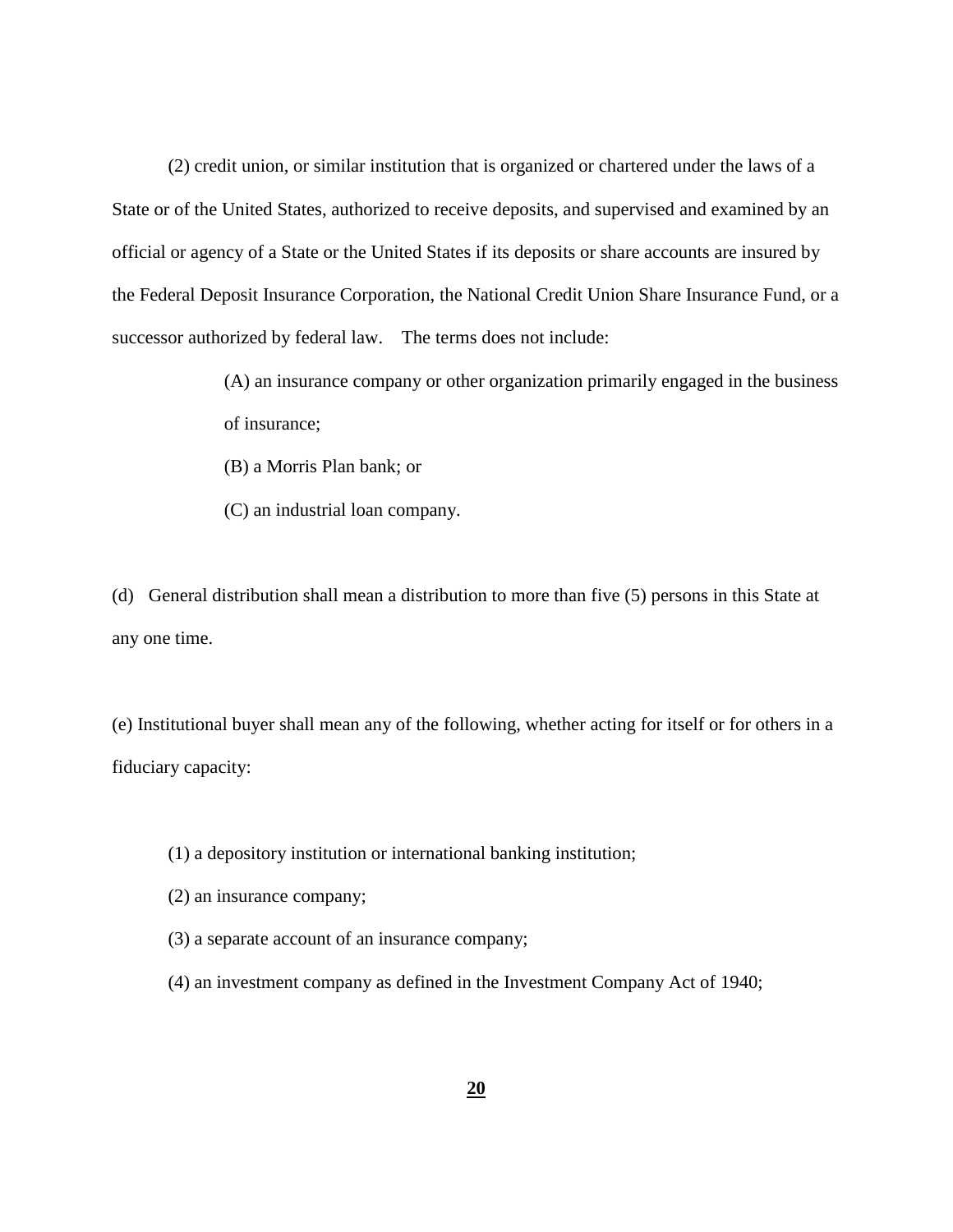(2) credit union, or similar institution that is organized or chartered under the laws of a State or of the United States, authorized to receive deposits, and supervised and examined by an official or agency of a State or the United States if its deposits or share accounts are insured by the Federal Deposit Insurance Corporation, the National Credit Union Share Insurance Fund, or a successor authorized by federal law. The terms does not include:

(A) an insurance company or other organization primarily engaged in the business of insurance;

(B) a Morris Plan bank; or

(C) an industrial loan company.

(d) General distribution shall mean a distribution to more than five (5) persons in this State at any one time.

(e) Institutional buyer shall mean any of the following, whether acting for itself or for others in a fiduciary capacity:

(1) a depository institution or international banking institution;

(2) an insurance company;

(3) a separate account of an insurance company;

(4) an investment company as defined in the Investment Company Act of 1940;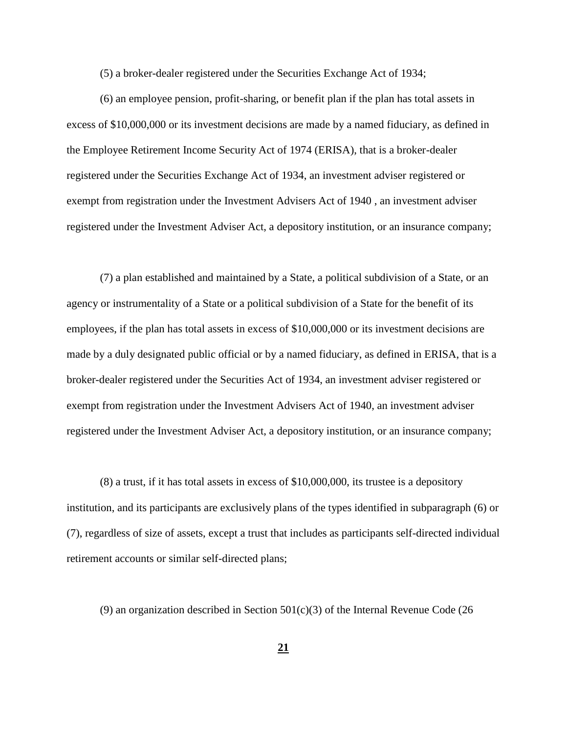(5) a broker-dealer registered under the Securities Exchange Act of 1934;

(6) an employee pension, profit-sharing, or benefit plan if the plan has total assets in excess of $10,000,000 or its investment decisions are made by a named fiduciary, as defined in the Employee Retirement Income Security Act of 1974 (ERISA), that is a broker-dealer registered under the Securities Exchange Act of 1934, an investment adviser registered or exempt from registration under the Investment Advisers Act of 1940 , an investment adviser registered under the Investment Adviser Act, a depository institution, or an insurance company;

(7) a plan established and maintained by a State, a political subdivision of a State, or an agency or instrumentality of a State or a political subdivision of a State for the benefit of its employees, if the plan has total assets in excess of $10,000,000 or its investment decisions are made by a duly designated public official or by a named fiduciary, as defined in ERISA, that is a broker-dealer registered under the Securities Act of 1934, an investment adviser registered or exempt from registration under the Investment Advisers Act of 1940, an investment adviser registered under the Investment Adviser Act, a depository institution, or an insurance company;

(8) a trust, if it has total assets in excess of $10,000,000, its trustee is a depository institution, and its participants are exclusively plans of the types identified in subparagraph (6) or (7), regardless of size of assets, except a trust that includes as participants self-directed individual retirement accounts or similar self-directed plans;

(9) an organization described in Section 501(c)(3) of the Internal Revenue Code (26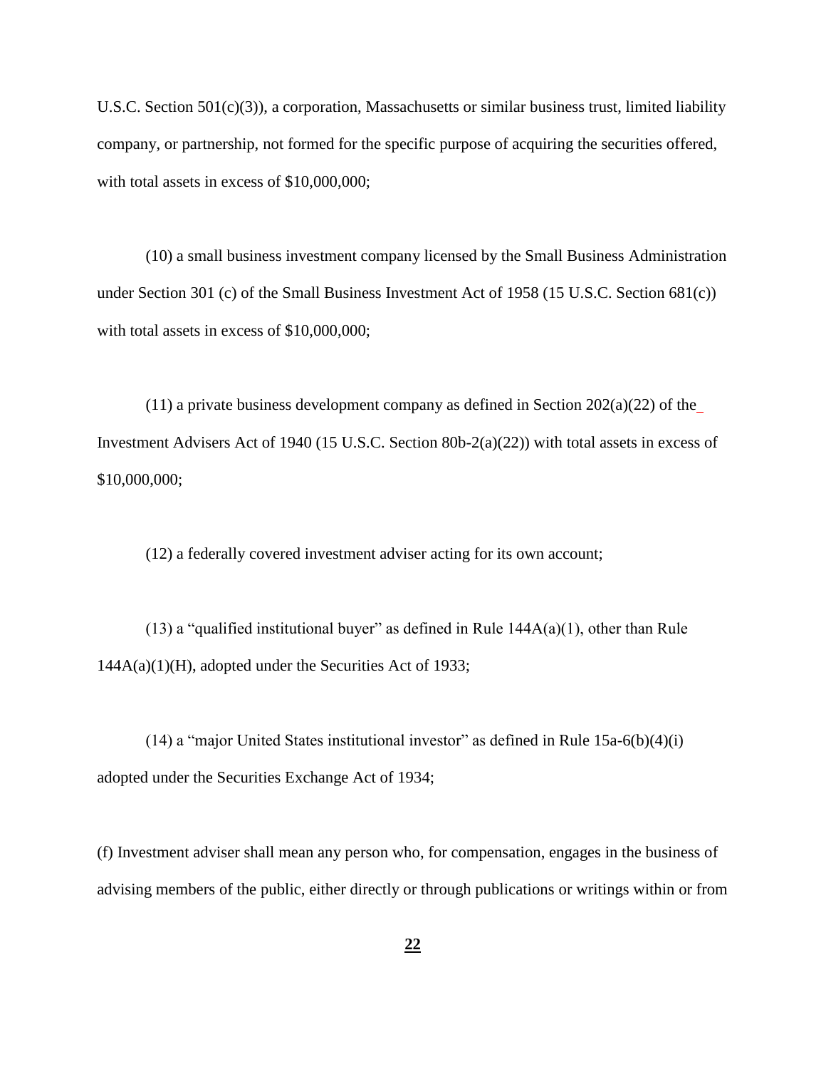U.S.C. Section 501(c)(3)), a corporation, Massachusetts or similar business trust, limited liability company, or partnership, not formed for the specific purpose of acquiring the securities offered, with total assets in excess of $10,000,000;

(10) a small business investment company licensed by the Small Business Administration under Section 301 (c) of the Small Business Investment Act of 1958 (15 U.S.C. Section 681(c)) with total assets in excess of $10,000,000;

(11) a private business development company as defined in Section 202(a)(22) of the Investment Advisers Act of 1940 (15 U.S.C. Section 80b-2(a)(22)) with total assets in excess of $10,000,000;

(12) a federally covered investment adviser acting for its own account;

(13) a "qualified institutional buyer" as defined in Rule 144A(a)(1), other than Rule 144A(a)(1)(H), adopted under the Securities Act of 1933;

(14) a "major United States institutional investor" as defined in Rule 15a-6(b)(4)(i) adopted under the Securities Exchange Act of 1934;

(f) Investment adviser shall mean any person who, for compensation, engages in the business of advising members of the public, either directly or through publications or writings within or from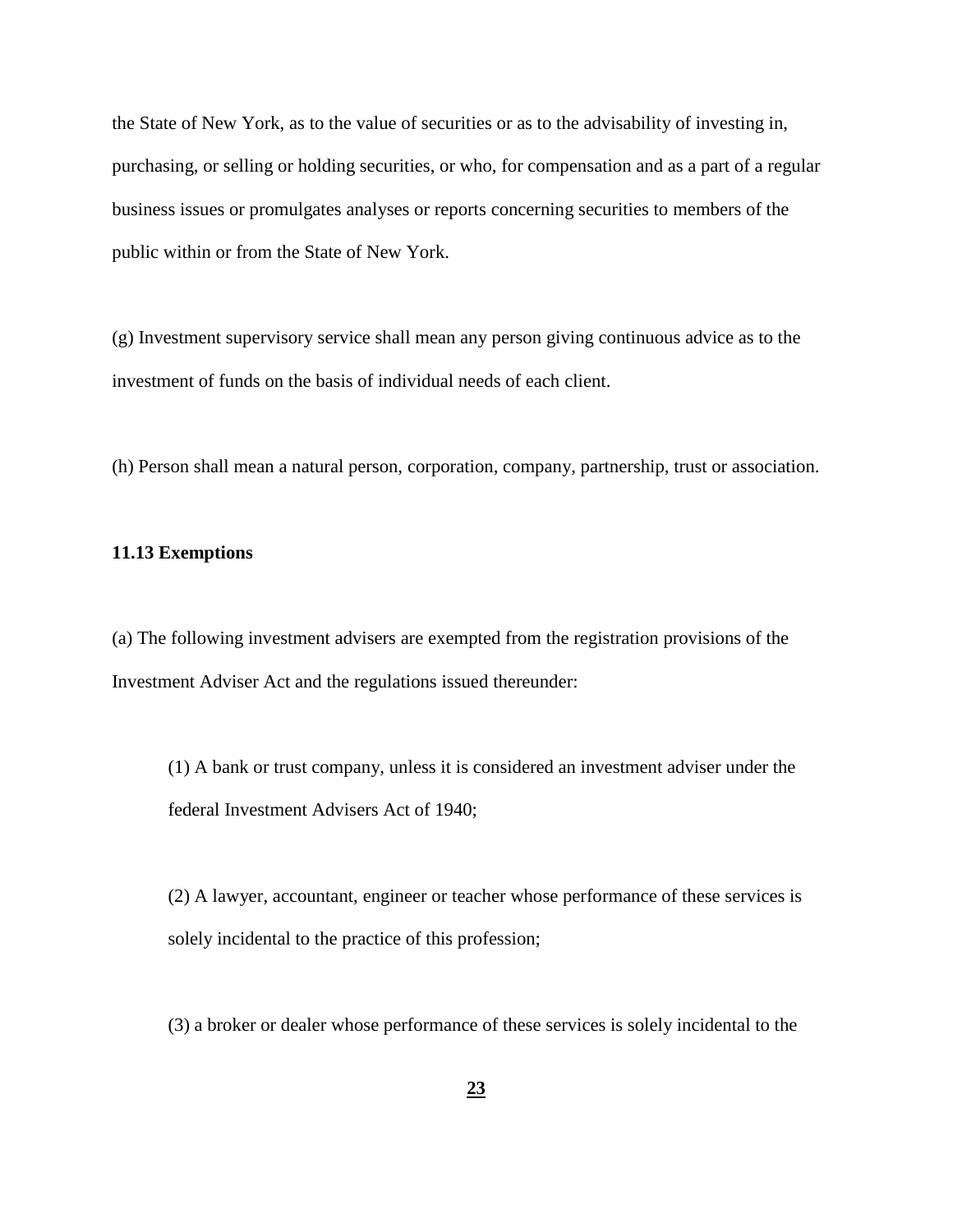the State of New York, as to the value of securities or as to the advisability of investing in, purchasing, or selling or holding securities, or who, for compensation and as a part of a regular business issues or promulgates analyses or reports concerning securities to members of the public within or from the State of New York.

(g) Investment supervisory service shall mean any person giving continuous advice as to the investment of funds on the basis of individual needs of each client.

(h) Person shall mean a natural person, corporation, company, partnership, trust or association.

**11.13 Exemptions**

(a) The following investment advisers are exempted from the registration provisions of the Investment Adviser Act and the regulations issued thereunder:

(1) A bank or trust company, unless it is considered an investment adviser under the federal Investment Advisers Act of 1940;

(2) A lawyer, accountant, engineer or teacher whose performance of these services is solely incidental to the practice of this profession;

(3) a broker or dealer whose performance of these services is solely incidental to the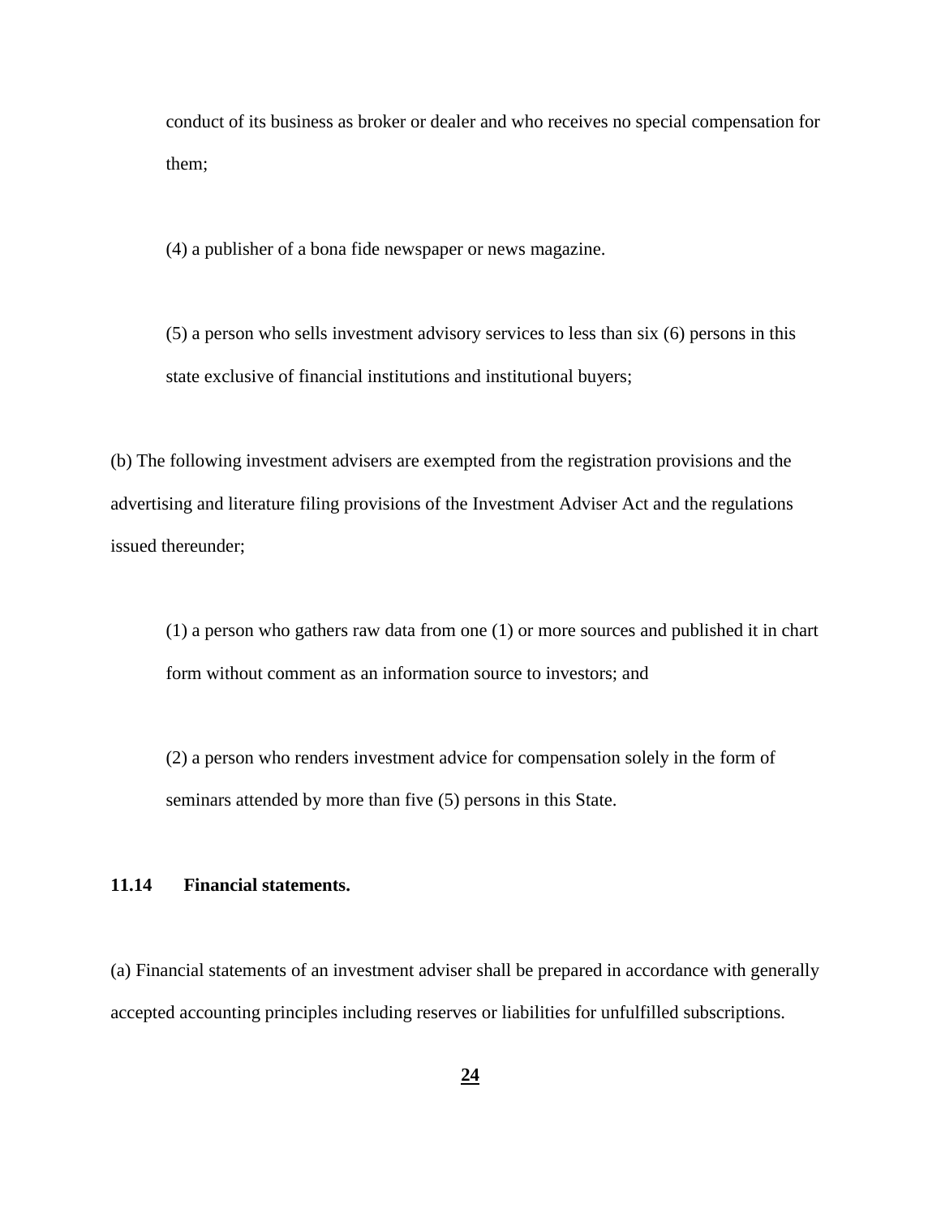conduct of its business as broker or dealer and who receives no special compensation for them;

(4) a publisher of a bona fide newspaper or news magazine.

(5) a person who sells investment advisory services to less than six (6) persons in this state exclusive of financial institutions and institutional buyers;

(b) The following investment advisers are exempted from the registration provisions and the advertising and literature filing provisions of the Investment Adviser Act and the regulations issued thereunder;

(1) a person who gathers raw data from one (1) or more sources and published it in chart form without comment as an information source to investors; and

(2) a person who renders investment advice for compensation solely in the form of seminars attended by more than five (5) persons in this State.

**11.14 Financial statements.**

(a) Financial statements of an investment adviser shall be prepared in accordance with generally accepted accounting principles including reserves or liabilities for unfulfilled subscriptions.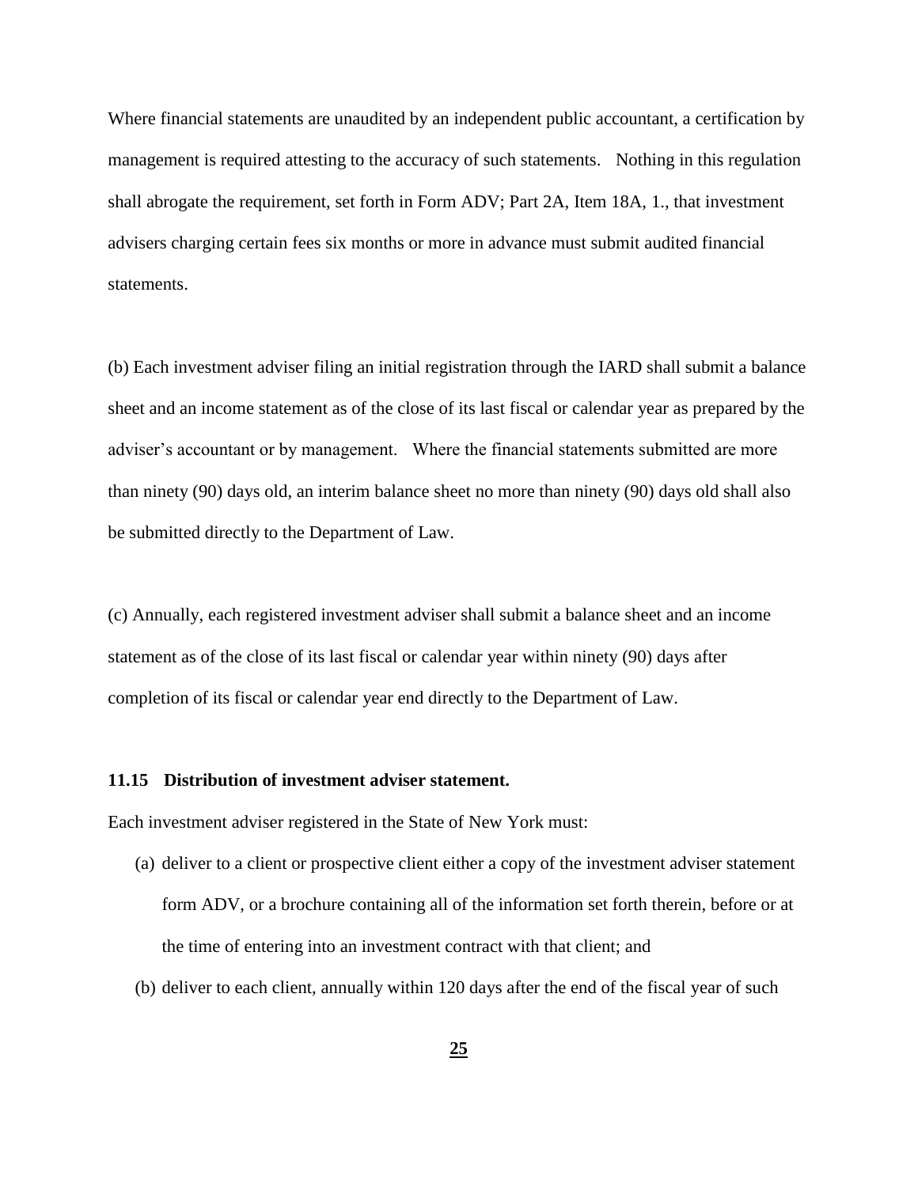Where financial statements are unaudited by an independent public accountant, a certification by management is required attesting to the accuracy of such statements. Nothing in this regulation shall abrogate the requirement, set forth in Form ADV; Part 2A, Item 18A, 1., that investment advisers charging certain fees six months or more in advance must submit audited financial statements.

(b) Each investment adviser filing an initial registration through the IARD shall submit a balance sheet and an income statement as of the close of its last fiscal or calendar year as prepared by the adviser's accountant or by management. Where the financial statements submitted are more than ninety (90) days old, an interim balance sheet no more than ninety (90) days old shall also be submitted directly to the Department of Law.

(c) Annually, each registered investment adviser shall submit a balance sheet and an income statement as of the close of its last fiscal or calendar year within ninety (90) days after completion of its fiscal or calendar year end directly to the Department of Law.

**11.15 Distribution of investment adviser statement.**

Each investment adviser registered in the State of New York must:

(a) deliver to a client or prospective client either a copy of the investment adviser statement form ADV, or a brochure containing all of the information set forth therein, before or at the time of entering into an investment contract with that client; and

(b) deliver to each client, annually within 120 days after the end of the fiscal year of such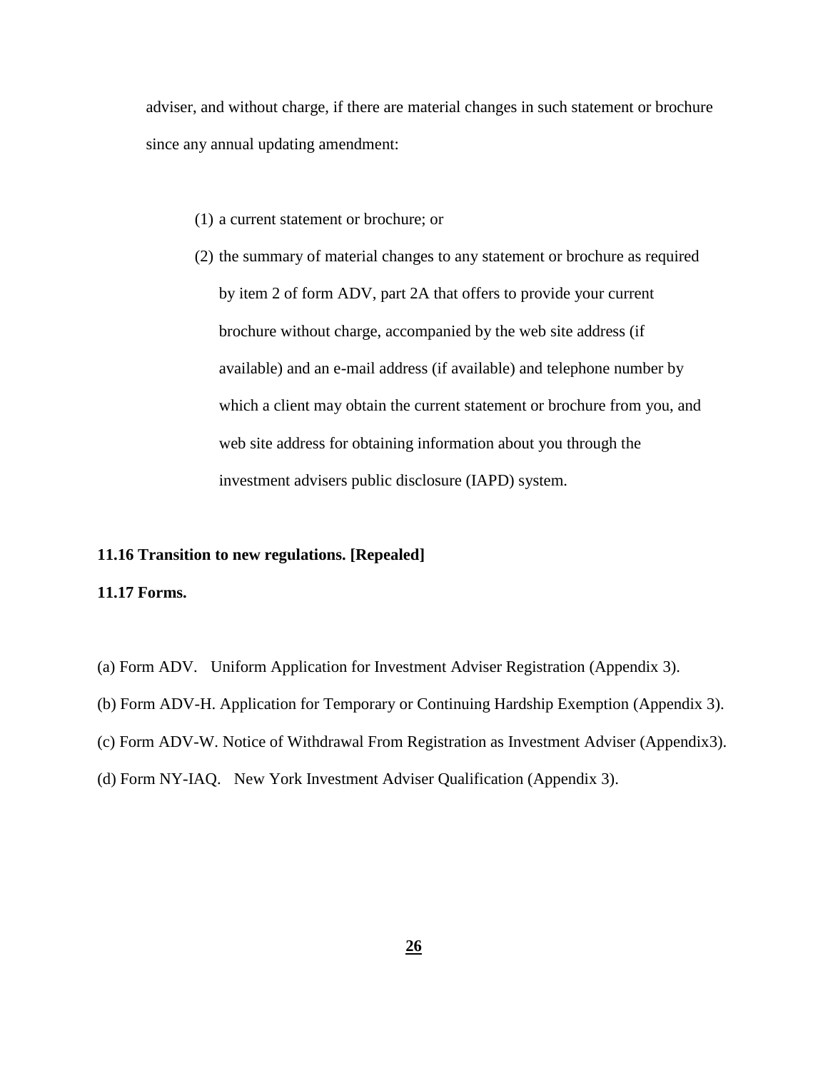adviser, and without charge, if there are material changes in such statement or brochure since any annual updating amendment:

(1) a current statement or brochure; or

(2) the summary of material changes to any statement or brochure as required by item 2 of form ADV, part 2A that offers to provide your current brochure without charge, accompanied by the web site address (if available) and an e-mail address (if available) and telephone number by which a client may obtain the current statement or brochure from you, and web site address for obtaining information about you through the investment advisers public disclosure (IAPD) system.

**11.16 Transition to new regulations. [Repealed]**

**11.17 Forms.**

(a) Form ADV. Uniform Application for Investment Adviser Registration (Appendix 3).

(b) Form ADV-H. Application for Temporary or Continuing Hardship Exemption (Appendix 3).

(c) Form ADV-W. Notice of Withdrawal From Registration as Investment Adviser (Appendix3).

(d) Form NY-IAQ. New York Investment Adviser Qualification (Appendix 3).